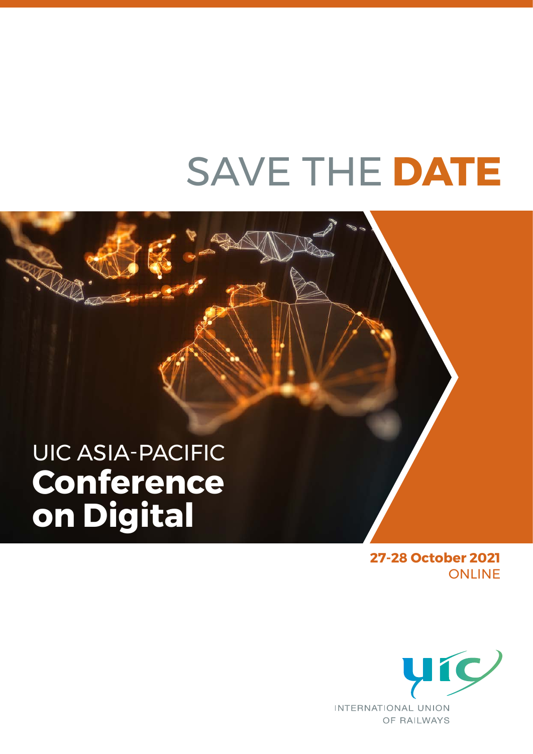# SAVE THE **DATE**

UIC ASIA-PACIFIC
**Conference on Digital**

**27-28 October 2021**
ONLINE

INTERNATIONAL UNION
OF RAILWAYS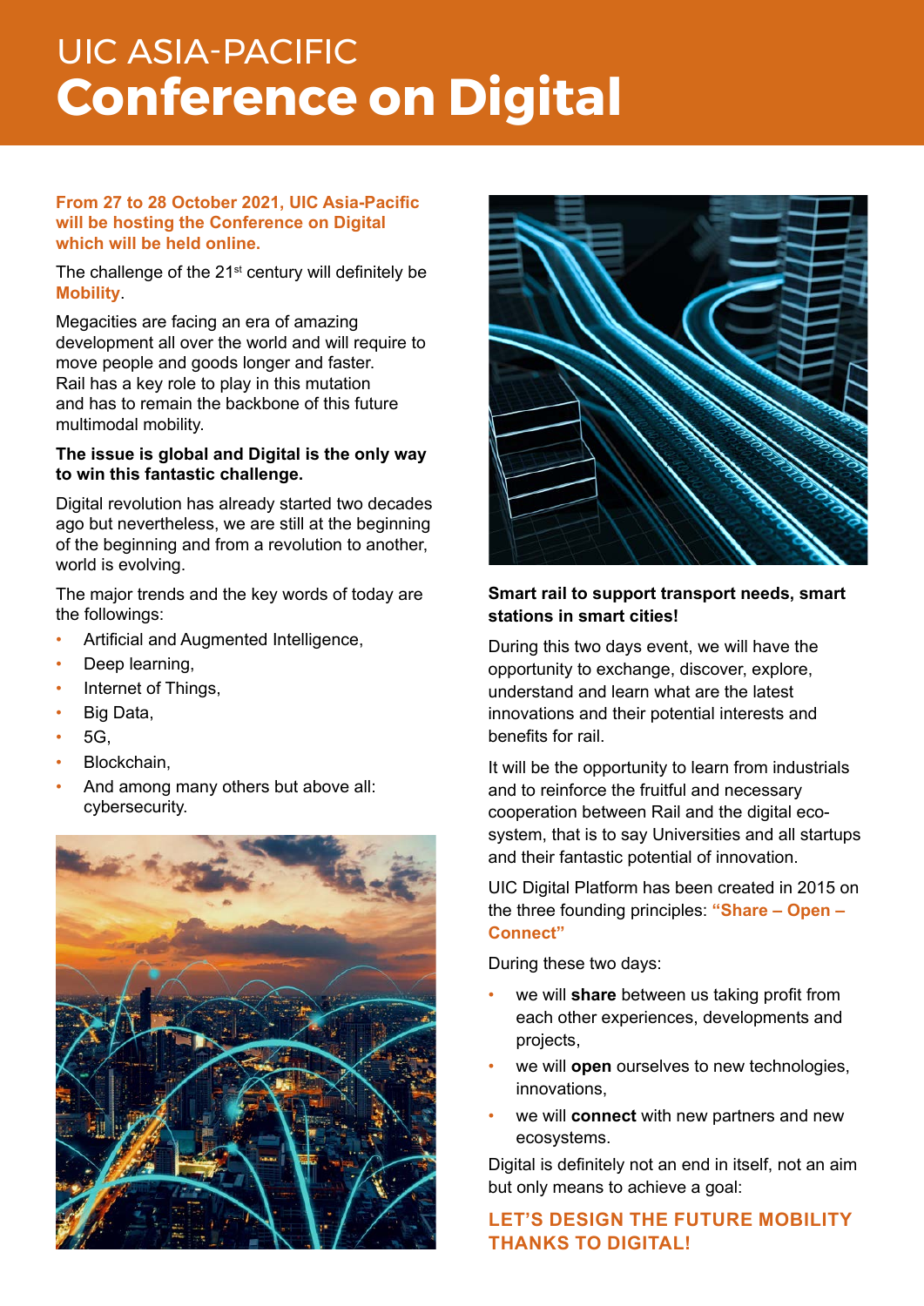# UIC ASIA-PACIFIC
# Conference on Digital

**From 27 to 28 October 2021, UIC Asia-Pacific will be hosting the Conference on Digital which will be held online.**

The challenge of the 21st century will definitely be **Mobility**.

Megacities are facing an era of amazing development all over the world and will require to move people and goods longer and faster. Rail has a key role to play in this mutation and has to remain the backbone of this future multimodal mobility.

**The issue is global and Digital is the only way to win this fantastic challenge.**

Digital revolution has already started two decades ago but nevertheless, we are still at the beginning of the beginning and from a revolution to another, world is evolving.

The major trends and the key words of today are the followings:

- Artificial and Augmented Intelligence,
- Deep learning,
- Internet of Things,
- Big Data,
- 5G,
- Blockchain,
- And among many others but above all: cybersecurity.

**Smart rail to support transport needs, smart stations in smart cities!**

During this two days event, we will have the opportunity to exchange, discover, explore, understand and learn what are the latest innovations and their potential interests and benefits for rail.

It will be the opportunity to learn from industrials and to reinforce the fruitful and necessary cooperation between Rail and the digital eco-system, that is to say Universities and all startups and their fantastic potential of innovation.

UIC Digital Platform has been created in 2015 on the three founding principles: **"Share – Open – Connect"**

During these two days:

- we will **share** between us taking profit from each other experiences, developments and projects,
- we will **open** ourselves to new technologies, innovations,
- we will **connect** with new partners and new ecosystems.

Digital is definitely not an end in itself, not an aim but only means to achieve a goal:

**LET'S DESIGN THE FUTURE MOBILITY THANKS TO DIGITAL!**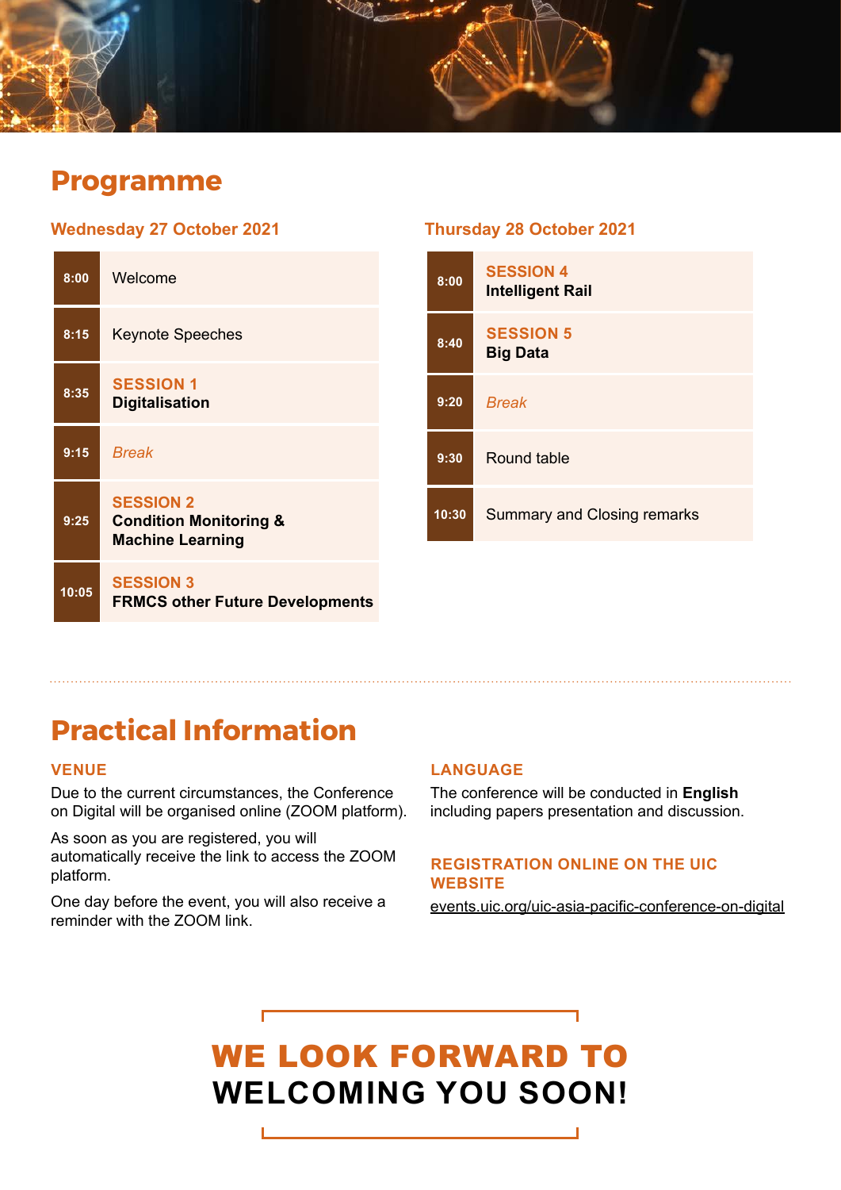# Programme

### Wednesday 27 October 2021

| | |
|---|---|
| 8:00 | Welcome |
| 8:15 | Keynote Speeches |
| 8:35 | SESSION 1 **Digitalisation** |
| 9:15 | *Break* |
| 9:25 | SESSION 2 **Condition Monitoring & Machine Learning** |
| 10:05 | SESSION 3 **FRMCS other Future Developments** |

### Thursday 28 October 2021

| | |
|---|---|
| 8:00 | SESSION 4 **Intelligent Rail** |
| 8:40 | SESSION 5 **Big Data** |
| 9:20 | *Break* |
| 9:30 | Round table |
| 10:30 | Summary and Closing remarks |

# Practical Information

### VENUE

Due to the current circumstances, the Conference on Digital will be organised online (ZOOM platform).

As soon as you are registered, you will automatically receive the link to access the ZOOM platform.

One day before the event, you will also receive a reminder with the ZOOM link.

### LANGUAGE

The conference will be conducted in **English** including papers presentation and discussion.

### REGISTRATION ONLINE ON THE UIC WEBSITE

events.uic.org/uic-asia-pacific-conference-on-digital

## WE LOOK FORWARD TO WELCOMING YOU SOON!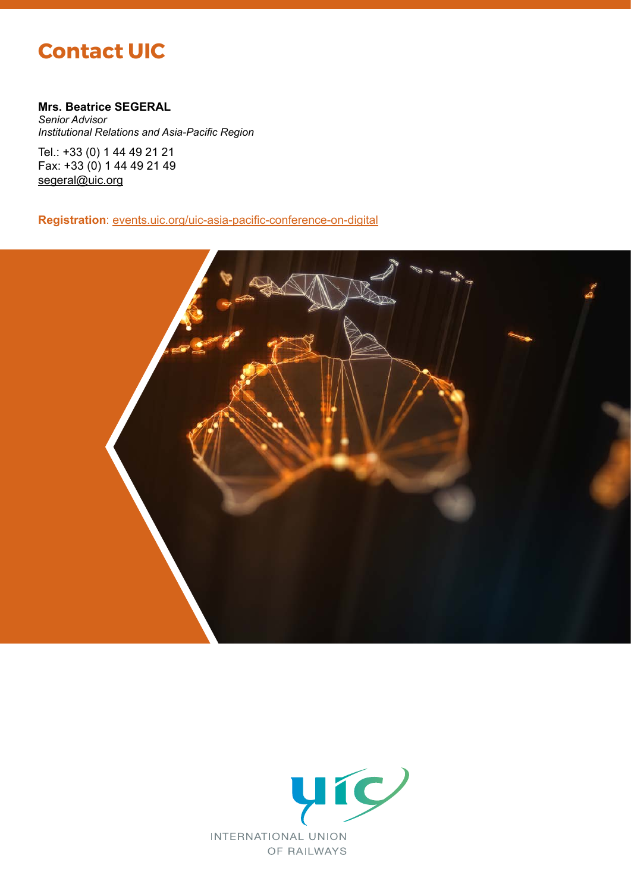# Contact UIC

**Mrs. Beatrice SEGERAL**
*Senior Advisor*
*Institutional Relations and Asia-Pacific Region*

Tel.: +33 (0) 1 44 49 21 21
Fax: +33 (0) 1 44 49 21 49
segeral@uic.org

**Registration**: events.uic.org/uic-asia-pacific-conference-on-digital

INTERNATIONAL UNION
OF RAILWAYS